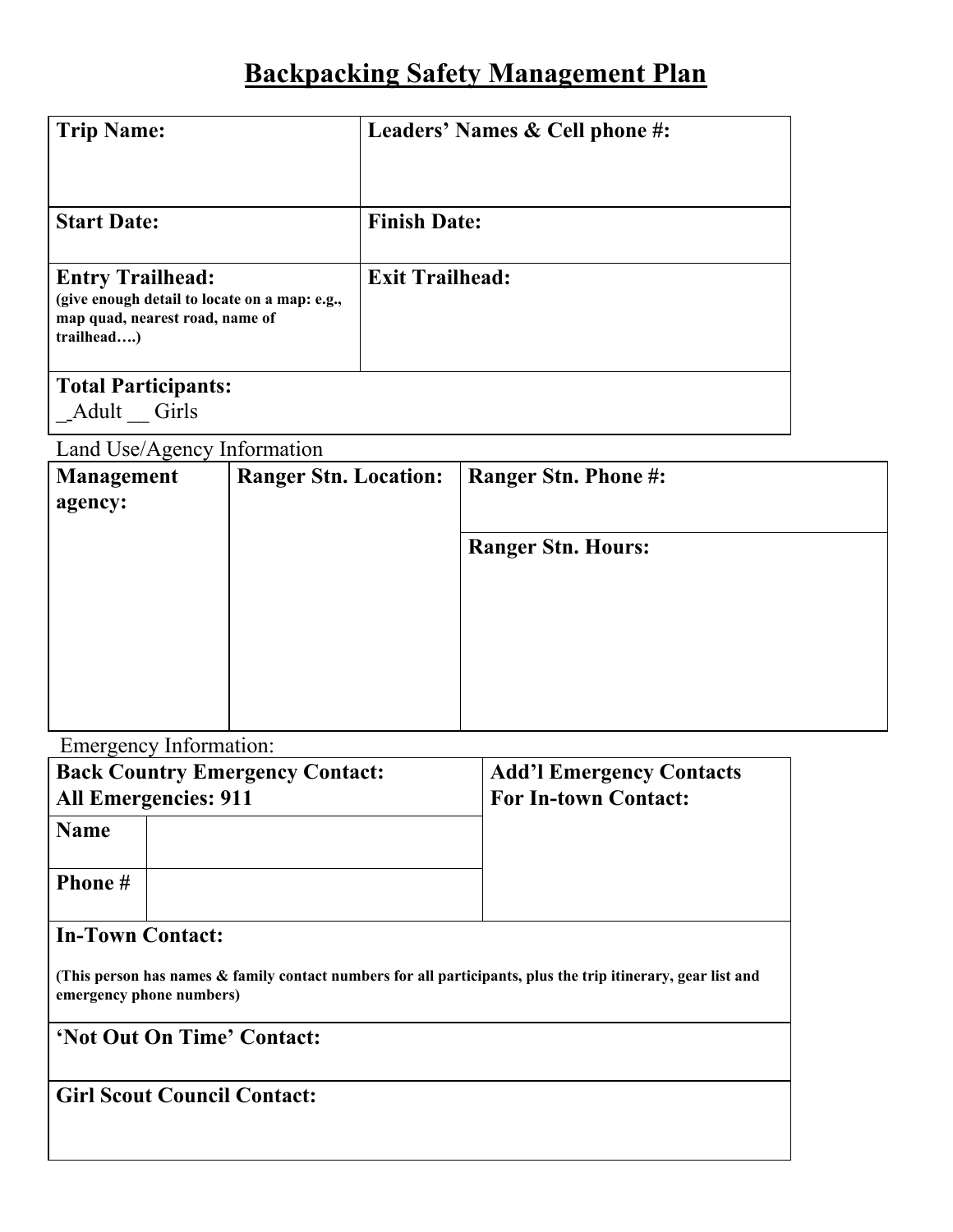# Backpacking Safety Management Plan

| **Trip Name:** | **Leaders' Names & Cell phone #:** |
|---|---|
| **Start Date:** | **Finish Date:** |
| **Entry Trailhead:** **(give enough detail to locate on a map: e.g., map quad, nearest road, name of trailhead….)** | **Exit Trailhead:** |
| **Total Participants:** _ Adult __ Girls | |

Land Use/Agency Information

| **Management agency:** | **Ranger Stn. Location:** | **Ranger Stn. Phone #:** |
|---|---|---|
| | | **Ranger Stn. Hours:** |

Emergency Information:

| **Back Country Emergency Contact: All Emergencies: 911** | | **Add'l Emergency Contacts For In-town Contact:** |
|---|---|---|
| **Name** | | |
| **Phone #** | | |
| **In-Town Contact:** **(This person has names & family contact numbers for all participants, plus the trip itinerary, gear list and emergency phone numbers)** | | |
| **'Not Out On Time' Contact:** | | |
| **Girl Scout Council Contact:** | | |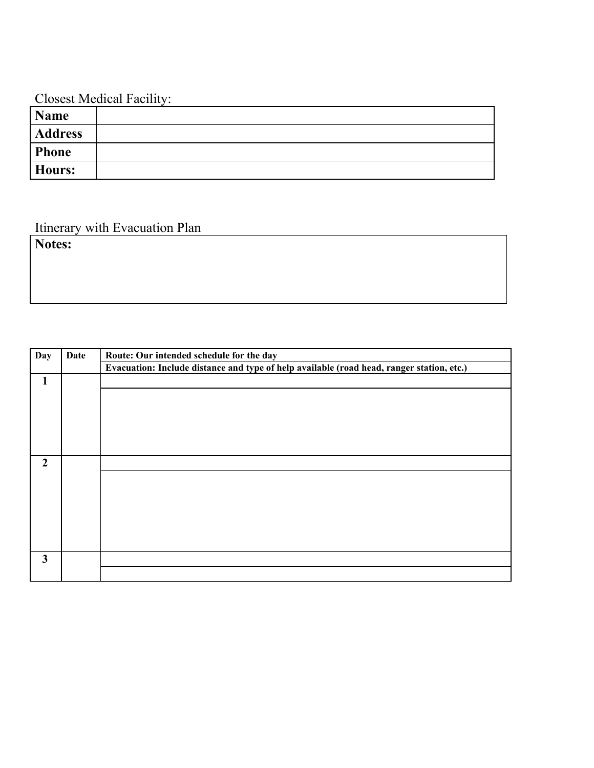Closest Medical Facility:

| | |
|---|---|
| **Name** | |
| **Address** | |
| **Phone** | |
| **Hours:** | |

Itinerary with Evacuation Plan

| **Notes:** |
|---|
| |

| Day | Date | Route: Our intended schedule for the day<br>Evacuation: Include distance and type of help available (road head, ranger station, etc.) |
|---|---|---|
| **1** | | |
| | | |
| **2** | | |
| | | |
| **3** | | |
| | | |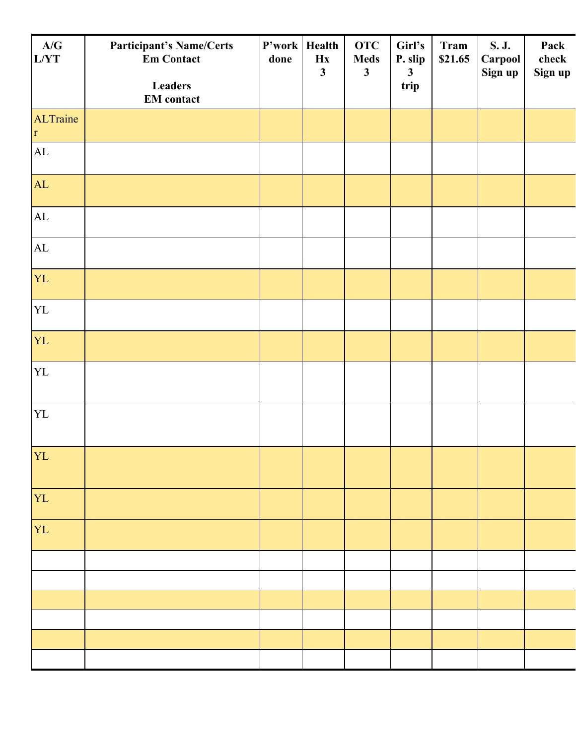| A/G L/YT | Participant's Name/Certs Em Contact<br><br>Leaders EM contact | P'work done | Health Hx 3 | OTC Meds 3 | Girl's P. slip 3 trip | Tram $21.65 | S. J. Carpool Sign up | Pack check Sign up |
|---|---|---|---|---|---|---|---|---|
| ALTrainer | | | | | | | | |
| AL | | | | | | | | |
| AL | | | | | | | | |
| AL | | | | | | | | |
| AL | | | | | | | | |
| YL | | | | | | | | |
| YL | | | | | | | | |
| YL | | | | | | | | |
| YL | | | | | | | | |
| YL | | | | | | | | |
| YL | | | | | | | | |
| YL | | | | | | | | |
| YL | | | | | | | | |
| | | | | | | | | |
| | | | | | | | | |
| | | | | | | | | |
| | | | | | | | | |
| | | | | | | | | |
| | | | | | | | | |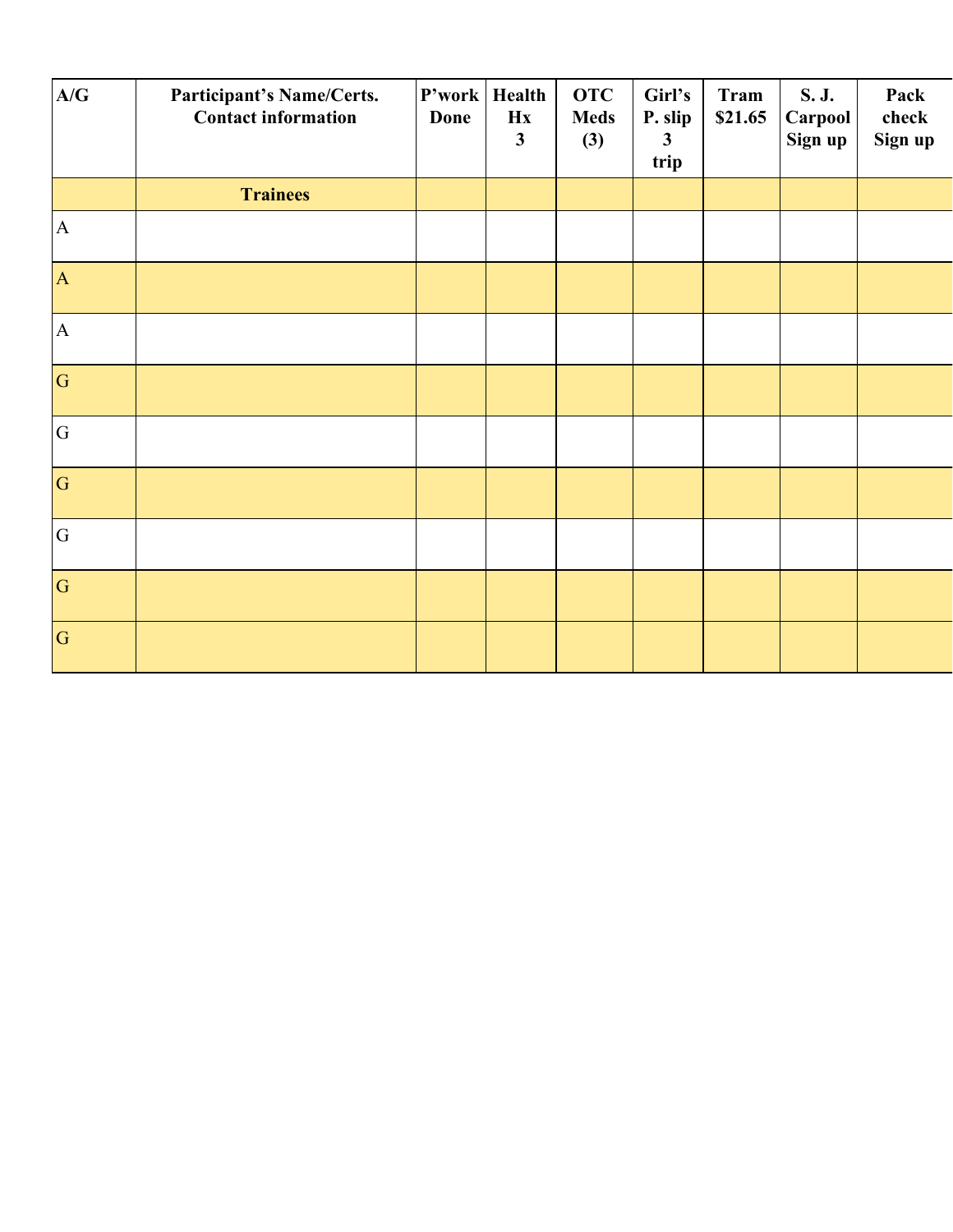| A/G | Participant's Name/Certs. Contact information | P'work Done | Health Hx 3 | OTC Meds (3) | Girl's P. slip 3 trip | Tram $21.65 | S. J. Carpool Sign up | Pack check Sign up |
|---|---|---|---|---|---|---|---|---|
| | **Trainees** | | | | | | | |
| A | | | | | | | | |
| A | | | | | | | | |
| A | | | | | | | | |
| G | | | | | | | | |
| G | | | | | | | | |
| G | | | | | | | | |
| G | | | | | | | | |
| G | | | | | | | | |
| G | | | | | | | | |